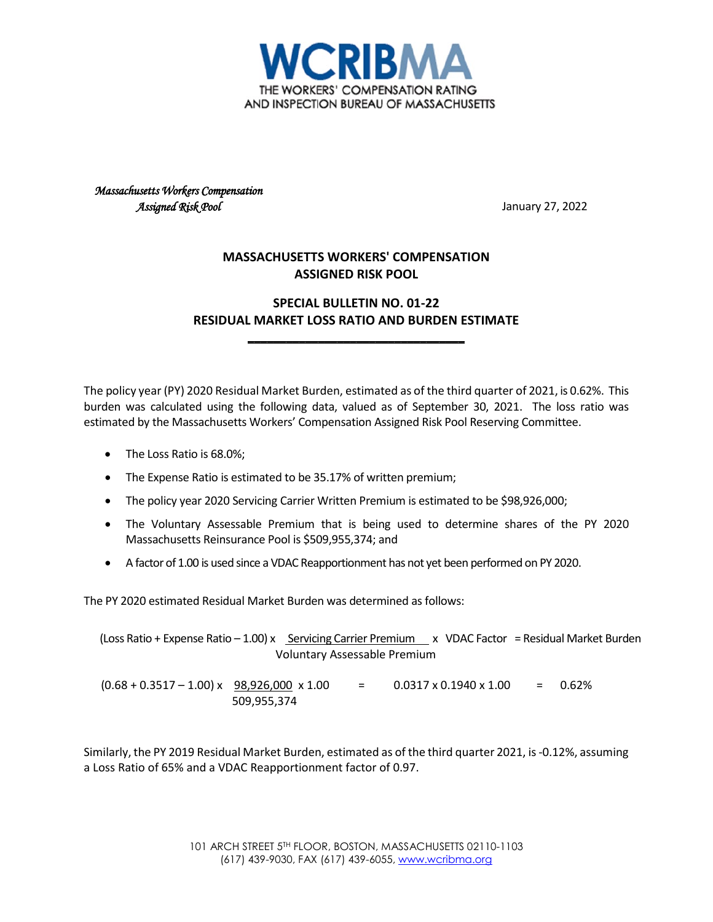# WCRIBMA

THE WORKERS' COMPENSATION RATING AND INSPECTION BUREAU OF MASSACHUSETTS

*Massachusetts Workers Compensation Assigned Risk Pool*

January 27, 2022

## MASSACHUSETTS WORKERS' COMPENSATION ASSIGNED RISK POOL

## SPECIAL BULLETIN NO. 01-22 RESIDUAL MARKET LOSS RATIO AND BURDEN ESTIMATE

The policy year (PY) 2020 Residual Market Burden, estimated as of the third quarter of 2021, is 0.62%. This burden was calculated using the following data, valued as of September 30, 2021. The loss ratio was estimated by the Massachusetts Workers' Compensation Assigned Risk Pool Reserving Committee.

- The Loss Ratio is 68.0%;
- The Expense Ratio is estimated to be 35.17% of written premium;
- The policy year 2020 Servicing Carrier Written Premium is estimated to be $98,926,000;
- The Voluntary Assessable Premium that is being used to determine shares of the PY 2020 Massachusetts Reinsurance Pool is $509,955,374; and
- A factor of 1.00 is used since a VDAC Reapportionment has not yet been performed on PY 2020.

The PY 2020 estimated Residual Market Burden was determined as follows:

$$(\text{Loss Ratio} + \text{Expense Ratio} - 1.00) \times \frac{\text{Servicing Carrier Premium}}{\text{Voluntary Assessable Premium}} \times \text{VDAC Factor} = \text{Residual Market Burden}$$

$$(0.68 + 0.3517 - 1.00) \times \frac{98{,}926{,}000}{509{,}955{,}374} \times 1.00 = 0.0317 \times 0.1940 \times 1.00 = 0.62\%$$

Similarly, the PY 2019 Residual Market Burden, estimated as of the third quarter 2021, is -0.12%, assuming a Loss Ratio of 65% and a VDAC Reapportionment factor of 0.97.

101 ARCH STREET 5TH FLOOR, BOSTON, MASSACHUSETTS 02110-1103
(617) 439-9030, FAX (617) 439-6055, www.wcribma.org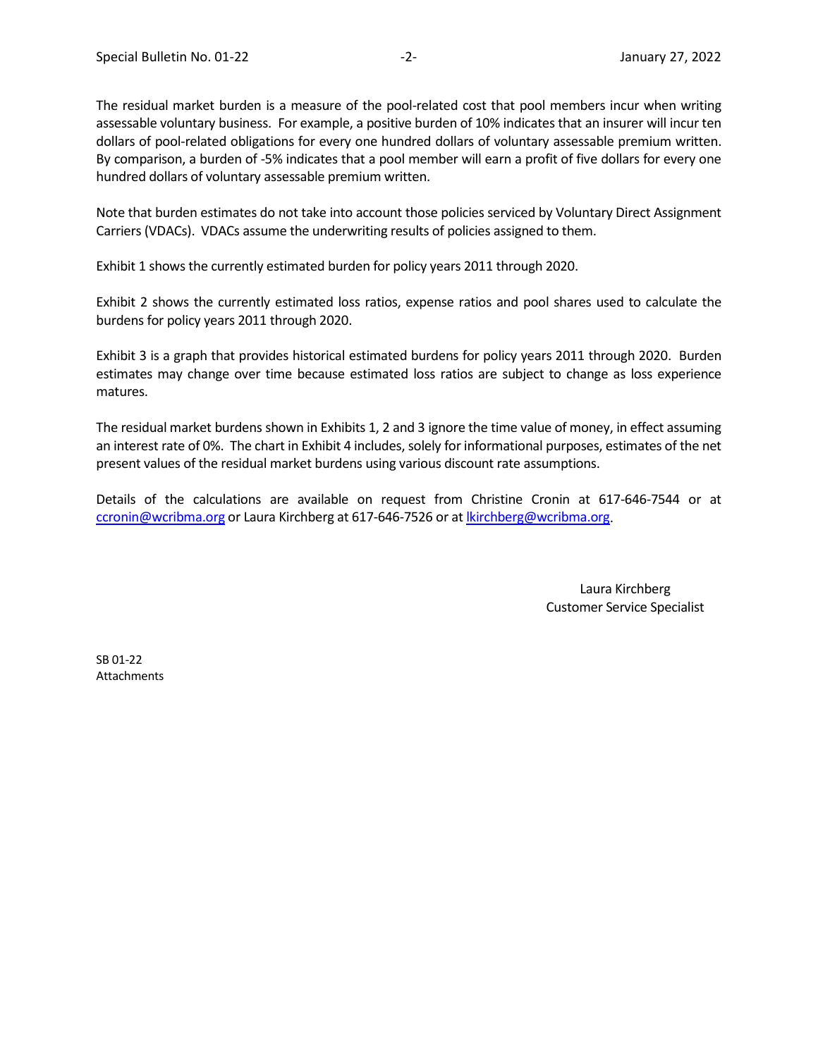The residual market burden is a measure of the pool-related cost that pool members incur when writing assessable voluntary business. For example, a positive burden of 10% indicates that an insurer will incur ten dollars of pool-related obligations for every one hundred dollars of voluntary assessable premium written. By comparison, a burden of -5% indicates that a pool member will earn a profit of five dollars for every one hundred dollars of voluntary assessable premium written.

Note that burden estimates do not take into account those policies serviced by Voluntary Direct Assignment Carriers (VDACs). VDACs assume the underwriting results of policies assigned to them.

Exhibit 1 shows the currently estimated burden for policy years 2011 through 2020.

Exhibit 2 shows the currently estimated loss ratios, expense ratios and pool shares used to calculate the burdens for policy years 2011 through 2020.

Exhibit 3 is a graph that provides historical estimated burdens for policy years 2011 through 2020. Burden estimates may change over time because estimated loss ratios are subject to change as loss experience matures.

The residual market burdens shown in Exhibits 1, 2 and 3 ignore the time value of money, in effect assuming an interest rate of 0%. The chart in Exhibit 4 includes, solely for informational purposes, estimates of the net present values of the residual market burdens using various discount rate assumptions.

Details of the calculations are available on request from Christine Cronin at 617-646-7544 or at ccronin@wcribma.org or Laura Kirchberg at 617-646-7526 or at lkirchberg@wcribma.org.

Laura Kirchberg
Customer Service Specialist

SB 01-22
Attachments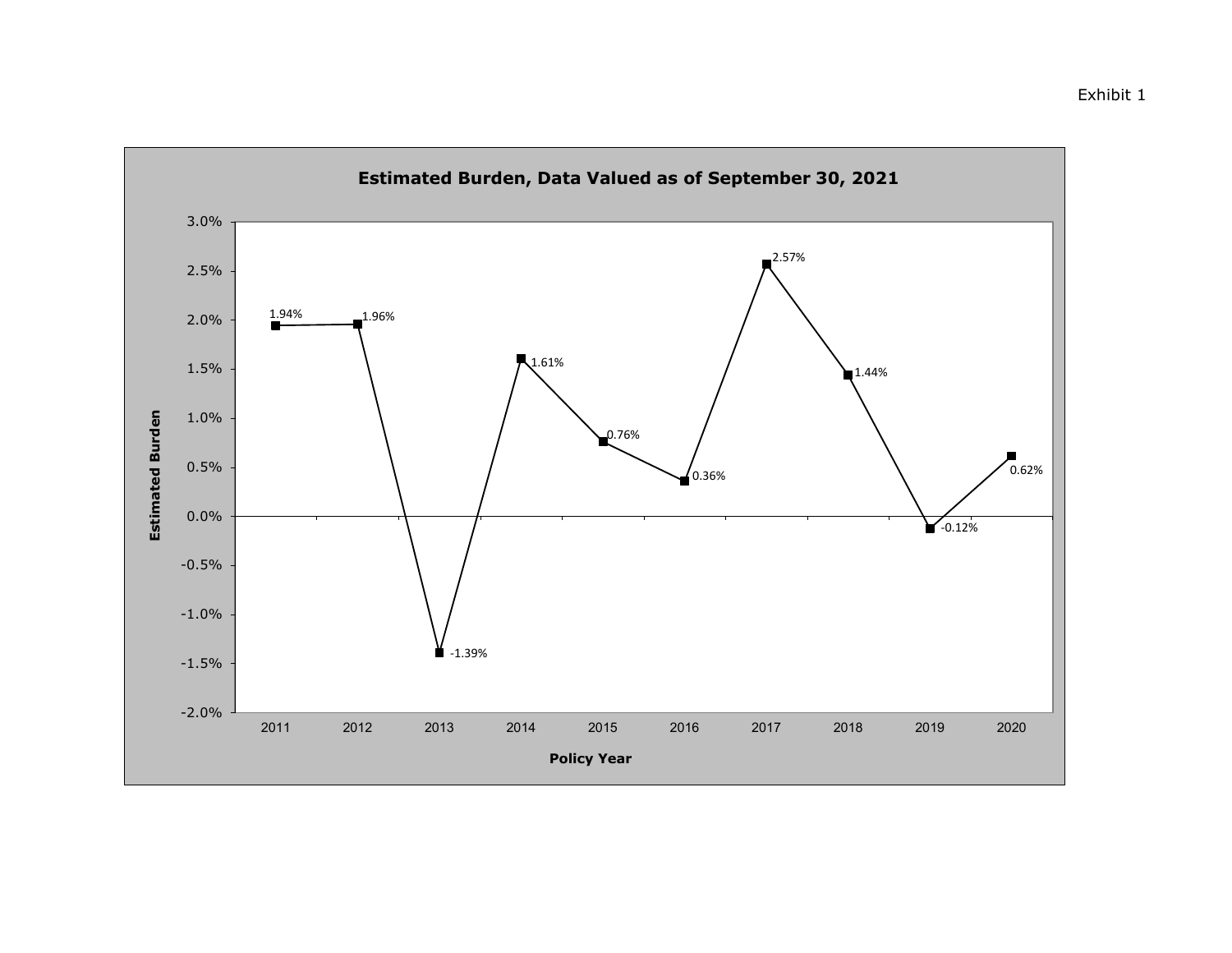Exhibit 1

## Estimated Burden, Data Valued as of September 30, 2021

| Policy Year | Estimated Burden |
|---|---|
| 2011 | 1.94% |
| 2012 | 1.96% |
| 2013 | -1.39% |
| 2014 | 1.61% |
| 2015 | 0.76% |
| 2016 | 0.36% |
| 2017 | 2.57% |
| 2018 | 1.44% |
| 2019 | -0.12% |
| 2020 | 0.62% |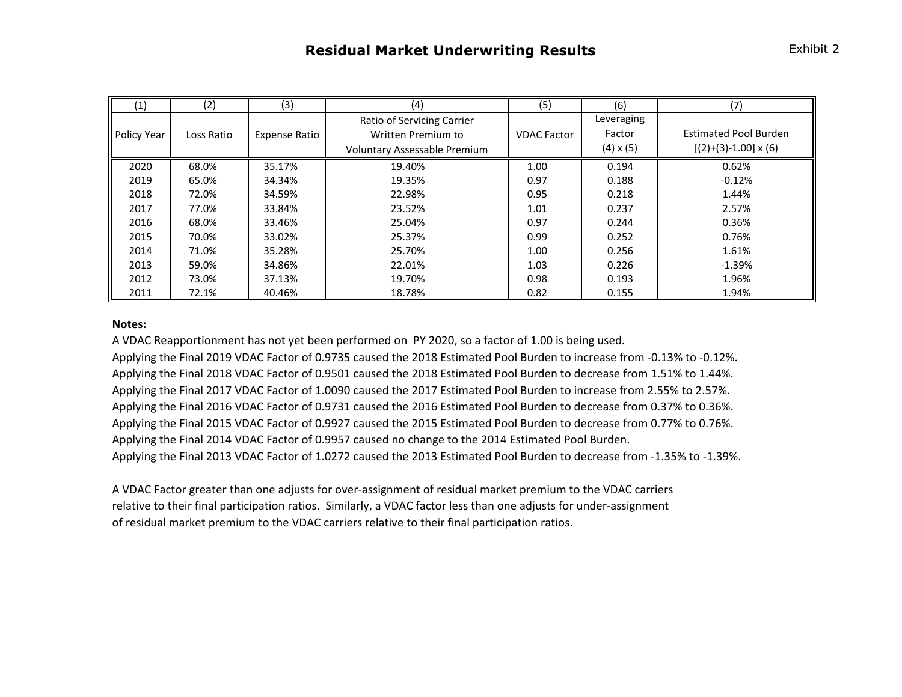# Residual Market Underwriting Results

Exhibit 2

| (1) | (2) | (3) | (4) | (5) | (6) | (7) |
|---|---|---|---|---|---|---|
| Policy Year | Loss Ratio | Expense Ratio | Ratio of Servicing Carrier Written Premium to Voluntary Assessable Premium | VDAC Factor | Leveraging Factor (4) x (5) | Estimated Pool Burden [(2)+(3)-1.00] x (6) |
| 2020 | 68.0% | 35.17% | 19.40% | 1.00 | 0.194 | 0.62% |
| 2019 | 65.0% | 34.34% | 19.35% | 0.97 | 0.188 | -0.12% |
| 2018 | 72.0% | 34.59% | 22.98% | 0.95 | 0.218 | 1.44% |
| 2017 | 77.0% | 33.84% | 23.52% | 1.01 | 0.237 | 2.57% |
| 2016 | 68.0% | 33.46% | 25.04% | 0.97 | 0.244 | 0.36% |
| 2015 | 70.0% | 33.02% | 25.37% | 0.99 | 0.252 | 0.76% |
| 2014 | 71.0% | 35.28% | 25.70% | 1.00 | 0.256 | 1.61% |
| 2013 | 59.0% | 34.86% | 22.01% | 1.03 | 0.226 | -1.39% |
| 2012 | 73.0% | 37.13% | 19.70% | 0.98 | 0.193 | 1.96% |
| 2011 | 72.1% | 40.46% | 18.78% | 0.82 | 0.155 | 1.94% |

**Notes:**

A VDAC Reapportionment has not yet been performed on PY 2020, so a factor of 1.00 is being used.
Applying the Final 2019 VDAC Factor of 0.9735 caused the 2018 Estimated Pool Burden to increase from -0.13% to -0.12%.
Applying the Final 2018 VDAC Factor of 0.9501 caused the 2018 Estimated Pool Burden to decrease from 1.51% to 1.44%.
Applying the Final 2017 VDAC Factor of 1.0090 caused the 2017 Estimated Pool Burden to increase from 2.55% to 2.57%.
Applying the Final 2016 VDAC Factor of 0.9731 caused the 2016 Estimated Pool Burden to decrease from 0.37% to 0.36%.
Applying the Final 2015 VDAC Factor of 0.9927 caused the 2015 Estimated Pool Burden to decrease from 0.77% to 0.76%.
Applying the Final 2014 VDAC Factor of 0.9957 caused no change to the 2014 Estimated Pool Burden.
Applying the Final 2013 VDAC Factor of 1.0272 caused the 2013 Estimated Pool Burden to decrease from -1.35% to -1.39%.

A VDAC Factor greater than one adjusts for over-assignment of residual market premium to the VDAC carriers relative to their final participation ratios. Similarly, a VDAC factor less than one adjusts for under-assignment of residual market premium to the VDAC carriers relative to their final participation ratios.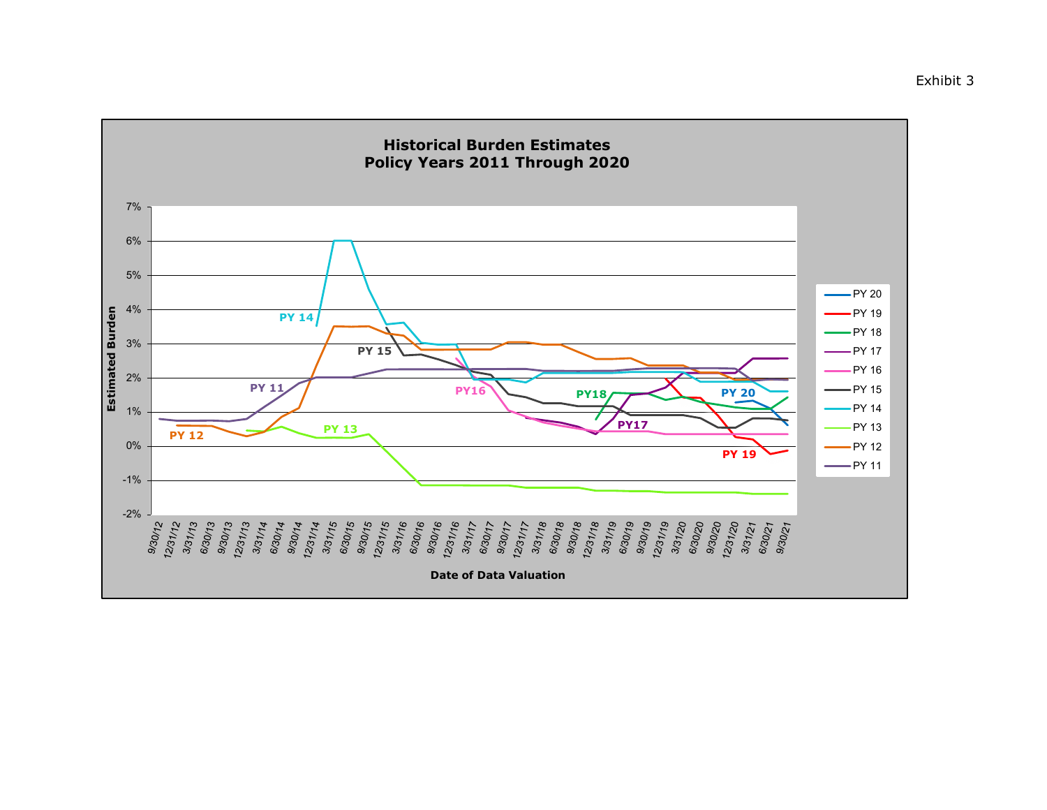Exhibit 3

**Historical Burden Estimates**
**Policy Years 2011 Through 2020**

Estimated Burden

7%
6%
5%
4%
3%
2%
1%
0%
-1%
-2%

PY 14
PY 15
PY 11
PY 12
PY 13
PY16
PY18
PY17
PY 20
PY 19

9/30/12, 12/31/12, 3/31/13, 6/30/13, 9/30/13, 12/31/13, 3/31/14, 6/30/14, 9/30/14, 12/31/14, 3/31/15, 6/30/15, 9/30/15, 12/31/15, 3/31/16, 6/30/16, 9/30/16, 12/31/16, 3/31/17, 6/30/17, 9/30/17, 12/31/17, 3/31/18, 6/30/18, 9/30/18, 12/31/18, 3/31/19, 6/30/19, 9/30/19, 12/31/19, 3/31/20, 6/30/20, 9/30/20, 12/31/20, 3/31/21, 6/30/21, 9/30/21

Date of Data Valuation

- PY 20
- PY 19
- PY 18
- PY 17
- PY 16
- PY 15
- PY 14
- PY 13
- PY 12
- PY 11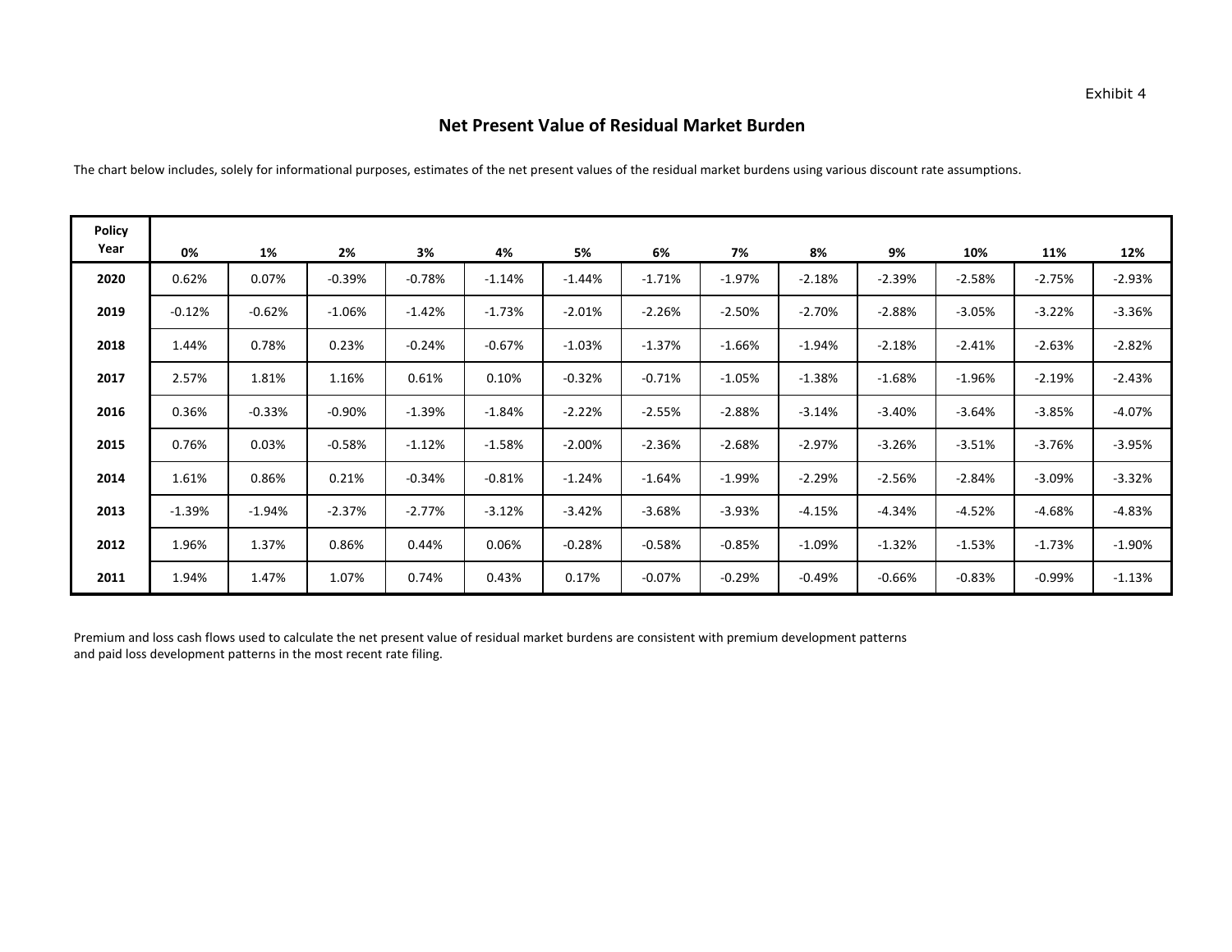Exhibit 4

# Net Present Value of Residual Market Burden

The chart below includes, solely for informational purposes, estimates of the net present values of the residual market burdens using various discount rate assumptions.

| Policy Year | 0% | 1% | 2% | 3% | 4% | 5% | 6% | 7% | 8% | 9% | 10% | 11% | 12% |
|---|---|---|---|---|---|---|---|---|---|---|---|---|---|
| 2020 | 0.62% | 0.07% | -0.39% | -0.78% | -1.14% | -1.44% | -1.71% | -1.97% | -2.18% | -2.39% | -2.58% | -2.75% | -2.93% |
| 2019 | -0.12% | -0.62% | -1.06% | -1.42% | -1.73% | -2.01% | -2.26% | -2.50% | -2.70% | -2.88% | -3.05% | -3.22% | -3.36% |
| 2018 | 1.44% | 0.78% | 0.23% | -0.24% | -0.67% | -1.03% | -1.37% | -1.66% | -1.94% | -2.18% | -2.41% | -2.63% | -2.82% |
| 2017 | 2.57% | 1.81% | 1.16% | 0.61% | 0.10% | -0.32% | -0.71% | -1.05% | -1.38% | -1.68% | -1.96% | -2.19% | -2.43% |
| 2016 | 0.36% | -0.33% | -0.90% | -1.39% | -1.84% | -2.22% | -2.55% | -2.88% | -3.14% | -3.40% | -3.64% | -3.85% | -4.07% |
| 2015 | 0.76% | 0.03% | -0.58% | -1.12% | -1.58% | -2.00% | -2.36% | -2.68% | -2.97% | -3.26% | -3.51% | -3.76% | -3.95% |
| 2014 | 1.61% | 0.86% | 0.21% | -0.34% | -0.81% | -1.24% | -1.64% | -1.99% | -2.29% | -2.56% | -2.84% | -3.09% | -3.32% |
| 2013 | -1.39% | -1.94% | -2.37% | -2.77% | -3.12% | -3.42% | -3.68% | -3.93% | -4.15% | -4.34% | -4.52% | -4.68% | -4.83% |
| 2012 | 1.96% | 1.37% | 0.86% | 0.44% | 0.06% | -0.28% | -0.58% | -0.85% | -1.09% | -1.32% | -1.53% | -1.73% | -1.90% |
| 2011 | 1.94% | 1.47% | 1.07% | 0.74% | 0.43% | 0.17% | -0.07% | -0.29% | -0.49% | -0.66% | -0.83% | -0.99% | -1.13% |

Premium and loss cash flows used to calculate the net present value of residual market burdens are consistent with premium development patterns and paid loss development patterns in the most recent rate filing.